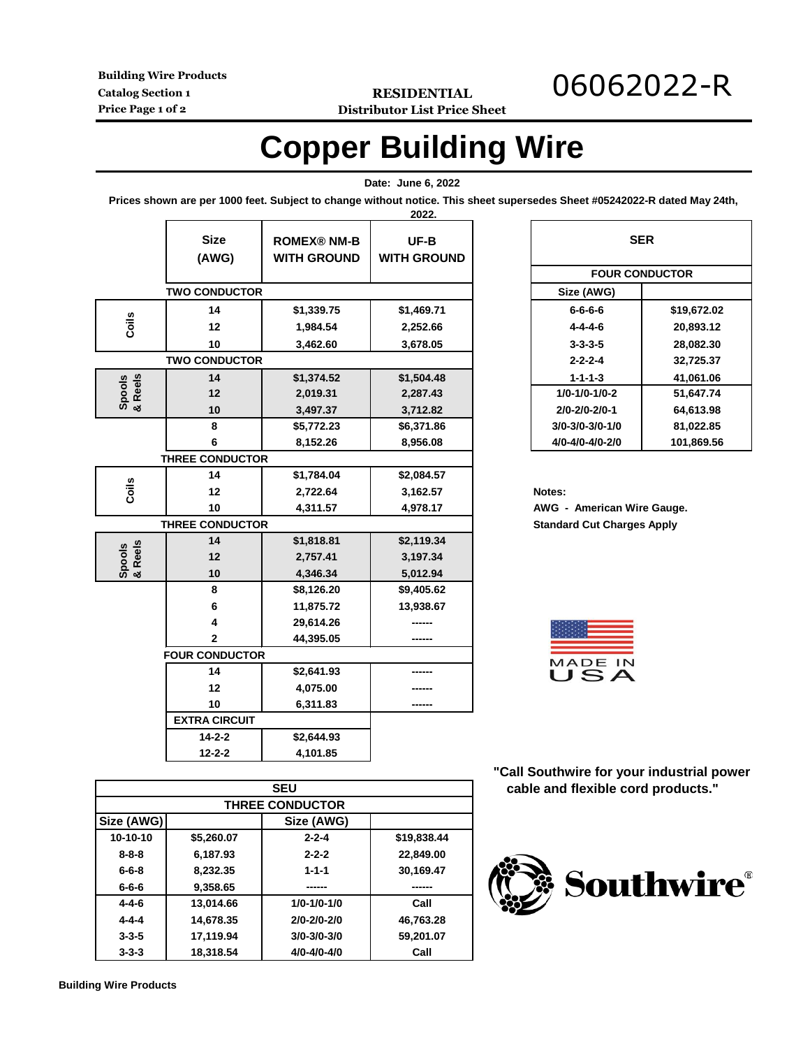Building Wire Products
Catalog Section 1
Price Page 1 of 2

**RESIDENTIAL**
**Distributor List Price Sheet**

06062022-R

# Copper Building Wire

**Date: June 6, 2022**

**Prices shown are per 1000 feet. Subject to change without notice. This sheet supersedes Sheet #05242022-R dated May 24th, 2022.**

| | Size (AWG) | ROMEX® NM-B WITH GROUND | UF-B WITH GROUND |
|---|---|---|---|
| | **TWO CONDUCTOR** | | |
| Coils | 14 | $1,339.75 | $1,469.71 |
| Coils | 12 | 1,984.54 | 2,252.66 |
| Coils | 10 | 3,462.60 | 3,678.05 |
| | **TWO CONDUCTOR** | | |
| Spools & Reels | 14 | $1,374.52 | $1,504.48 |
| Spools & Reels | 12 | 2,019.31 | 2,287.43 |
| Spools & Reels | 10 | 3,497.37 | 3,712.82 |
| | 8 | $5,772.23 | $6,371.86 |
| | 6 | 8,152.26 | 8,956.08 |
| | **THREE CONDUCTOR** | | |
| Coils | 14 | $1,784.04 | $2,084.57 |
| Coils | 12 | 2,722.64 | 3,162.57 |
| Coils | 10 | 4,311.57 | 4,978.17 |
| | **THREE CONDUCTOR** | | |
| Spools & Reels | 14 | $1,818.81 | $2,119.34 |
| Spools & Reels | 12 | 2,757.41 | 3,197.34 |
| Spools & Reels | 10 | 4,346.34 | 5,012.94 |
| | 8 | $8,126.20 | $9,405.62 |
| | 6 | 11,875.72 | 13,938.67 |
| | 4 | 29,614.26 | ------ |
| | 2 | 44,395.05 | ------ |
| | **FOUR CONDUCTOR** | | |
| | 14 | $2,641.93 | ------ |
| | 12 | 4,075.00 | ------ |
| | 10 | 6,311.83 | ------ |
| | **EXTRA CIRCUIT** | | |
| | 14-2-2 | $2,644.93 | |
| | 12-2-2 | 4,101.85 | |

| SER | |
|---|---|
| **FOUR CONDUCTOR** | |
| Size (AWG) | |
| 6-6-6-6 | $19,672.02 |
| 4-4-4-6 | 20,893.12 |
| 3-3-3-5 | 28,082.30 |
| 2-2-2-4 | 32,725.37 |
| 1-1-1-3 | 41,061.06 |
| 1/0-1/0-1/0-2 | 51,647.74 |
| 2/0-2/0-2/0-1 | 64,613.98 |
| 3/0-3/0-3/0-1/0 | 81,022.85 |
| 4/0-4/0-4/0-2/0 | 101,869.56 |

**Notes:**
**AWG - American Wire Gauge.**
**Standard Cut Charges Apply**

MADE IN USA

| SEU | | | |
|---|---|---|---|
| **THREE CONDUCTOR** | | | |
| Size (AWG) | | Size (AWG) | |
| 10-10-10 | $5,260.07 | 2-2-4 | $19,838.44 |
| 8-8-8 | 6,187.93 | 2-2-2 | 22,849.00 |
| 6-6-8 | 8,232.35 | 1-1-1 | 30,169.47 |
| 6-6-6 | 9,358.65 | ------ | ------ |
| 4-4-6 | 13,014.66 | 1/0-1/0-1/0 | Call |
| 4-4-4 | 14,678.35 | 2/0-2/0-2/0 | 46,763.28 |
| 3-3-5 | 17,119.94 | 3/0-3/0-3/0 | 59,201.07 |
| 3-3-3 | 18,318.54 | 4/0-4/0-4/0 | Call |

**"Call Southwire for your industrial power cable and flexible cord products."**

Southwire®

**Building Wire Products**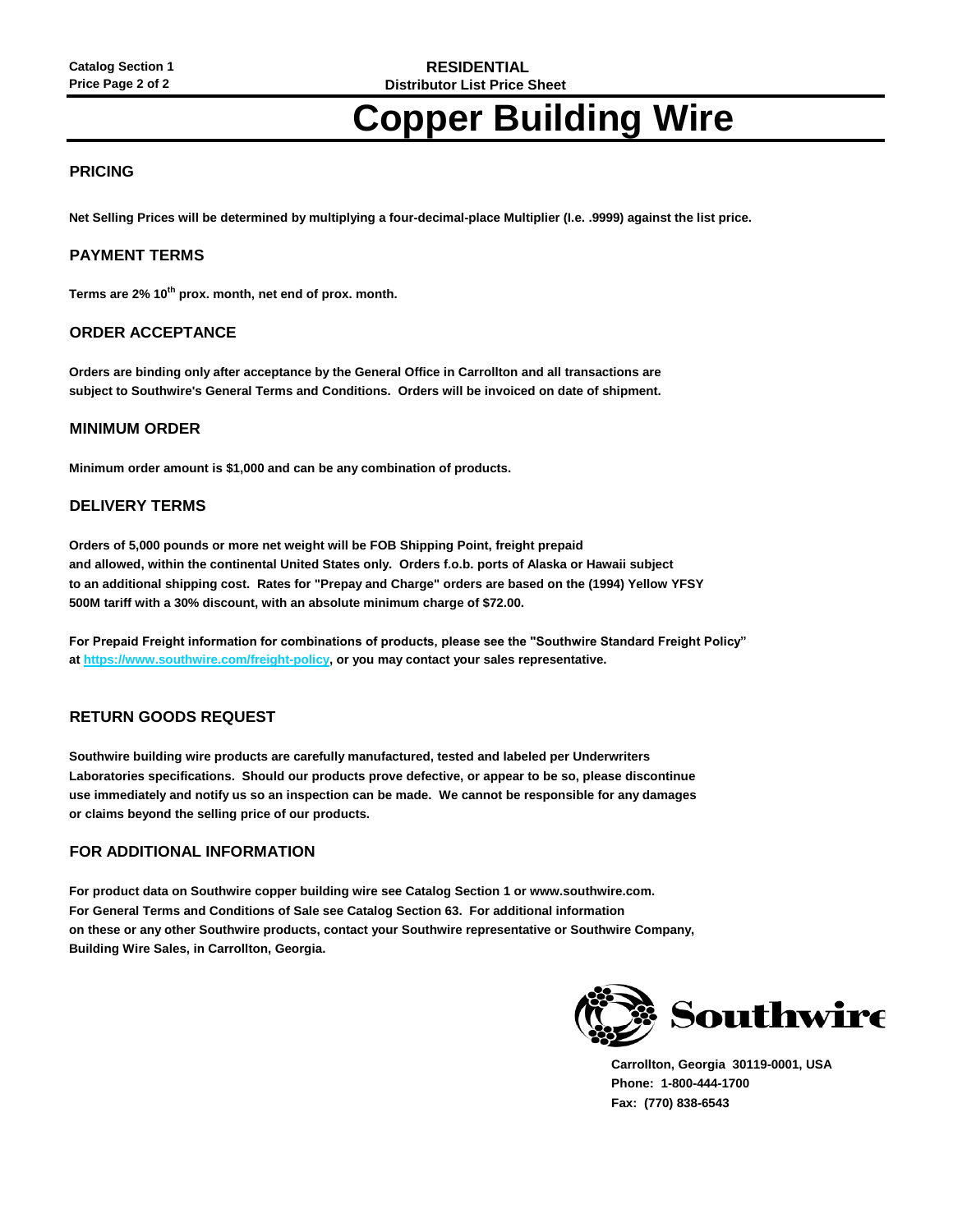**RESIDENTIAL**
**Distributor List Price Sheet**

# Copper Building Wire

## PRICING

**Net Selling Prices will be determined by multiplying a four-decimal-place Multiplier (I.e. .9999) against the list price.**

## PAYMENT TERMS

**Terms are 2% 10th prox. month, net end of prox. month.**

## ORDER ACCEPTANCE

**Orders are binding only after acceptance by the General Office in Carrollton and all transactions are subject to Southwire's General Terms and Conditions. Orders will be invoiced on date of shipment.**

## MINIMUM ORDER

**Minimum order amount is $1,000 and can be any combination of products.**

## DELIVERY TERMS

**Orders of 5,000 pounds or more net weight will be FOB Shipping Point, freight prepaid and allowed, within the continental United States only. Orders f.o.b. ports of Alaska or Hawaii subject to an additional shipping cost. Rates for "Prepay and Charge" orders are based on the (1994) Yellow YFSY 500M tariff with a 30% discount, with an absolute minimum charge of $72.00.**

**For Prepaid Freight information for combinations of products, please see the "Southwire Standard Freight Policy" at https://www.southwire.com/freight-policy, or you may contact your sales representative.**

## RETURN GOODS REQUEST

**Southwire building wire products are carefully manufactured, tested and labeled per Underwriters Laboratories specifications. Should our products prove defective, or appear to be so, please discontinue use immediately and notify us so an inspection can be made. We cannot be responsible for any damages or claims beyond the selling price of our products.**

## FOR ADDITIONAL INFORMATION

**For product data on Southwire copper building wire see Catalog Section 1 or www.southwire.com. For General Terms and Conditions of Sale see Catalog Section 63. For additional information on these or any other Southwire products, contact your Southwire representative or Southwire Company, Building Wire Sales, in Carrollton, Georgia.**

**Southwire**

**Carrollton, Georgia 30119-0001, USA**
**Phone: 1-800-444-1700**
**Fax: (770) 838-6543**